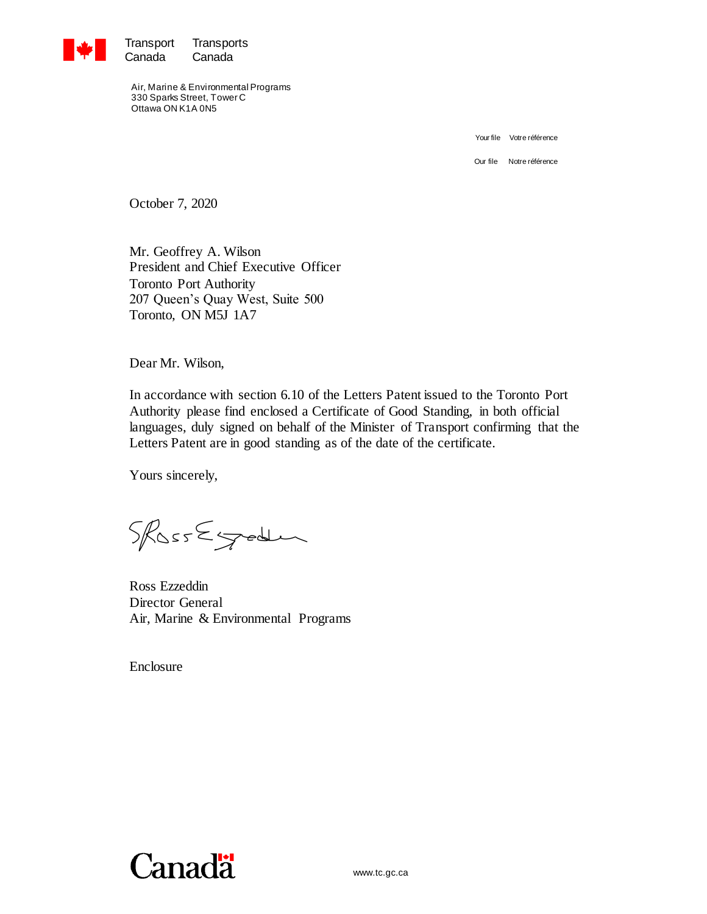Transport Canada | Transports Canada

Air, Marine & Environmental Programs
330 Sparks Street, Tower C
Ottawa ON K1A 0N5

Your file | Votre référence

Our file | Notre référence

October 7, 2020

Mr. Geoffrey A. Wilson
President and Chief Executive Officer
Toronto Port Authority
207 Queen's Quay West, Suite 500
Toronto, ON M5J 1A7

Dear Mr. Wilson,

In accordance with section 6.10 of the Letters Patent issued to the Toronto Port Authority please find enclosed a Certificate of Good Standing, in both official languages, duly signed on behalf of the Minister of Transport confirming that the Letters Patent are in good standing as of the date of the certificate.

Yours sincerely,

Ross Ezzeddin
Director General
Air, Marine & Environmental Programs

Enclosure

Canada

www.tc.gc.ca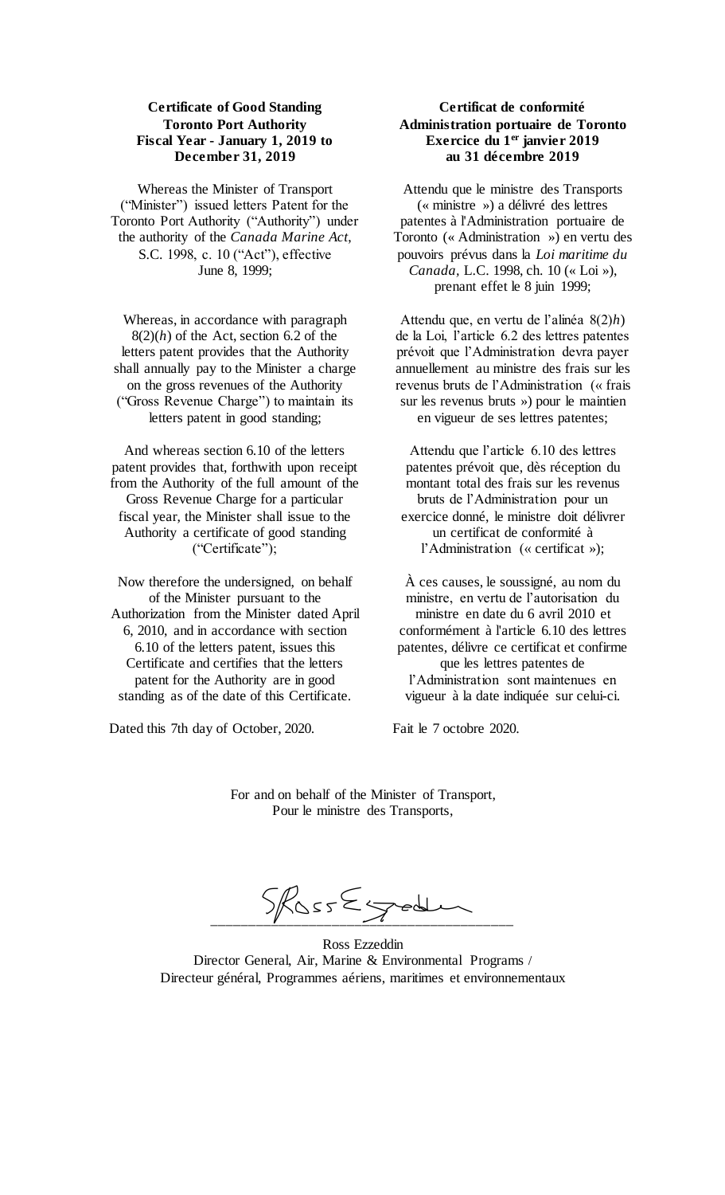**Certificate of Good Standing**
**Toronto Port Authority**
**Fiscal Year - January 1, 2019 to December 31, 2019**

Whereas the Minister of Transport ("Minister") issued letters Patent for the Toronto Port Authority ("Authority") under the authority of the *Canada Marine Act*, S.C. 1998, c. 10 ("Act"), effective June 8, 1999;

Whereas, in accordance with paragraph 8(2)(*h*) of the Act, section 6.2 of the letters patent provides that the Authority shall annually pay to the Minister a charge on the gross revenues of the Authority ("Gross Revenue Charge") to maintain its letters patent in good standing;

And whereas section 6.10 of the letters patent provides that, forthwith upon receipt from the Authority of the full amount of the Gross Revenue Charge for a particular fiscal year, the Minister shall issue to the Authority a certificate of good standing ("Certificate");

Now therefore the undersigned, on behalf of the Minister pursuant to the Authorization from the Minister dated April 6, 2010, and in accordance with section 6.10 of the letters patent, issues this Certificate and certifies that the letters patent for the Authority are in good standing as of the date of this Certificate.

Dated this 7th day of October, 2020.

**Certificat de conformité**
**Administration portuaire de Toronto**
**Exercice du 1er janvier 2019 au 31 décembre 2019**

Attendu que le ministre des Transports (« ministre ») a délivré des lettres patentes à l'Administration portuaire de Toronto (« Administration ») en vertu des pouvoirs prévus dans la *Loi maritime du Canada*, L.C. 1998, ch. 10 (« Loi »), prenant effet le 8 juin 1999;

Attendu que, en vertu de l'alinéa 8(2)*h*) de la Loi, l'article 6.2 des lettres patentes prévoit que l'Administration devra payer annuellement au ministre des frais sur les revenus bruts de l'Administration (« frais sur les revenus bruts ») pour le maintien en vigueur de ses lettres patentes;

Attendu que l'article 6.10 des lettres patentes prévoit que, dès réception du montant total des frais sur les revenus bruts de l'Administration pour un exercice donné, le ministre doit délivrer un certificat de conformité à l'Administration (« certificat »);

À ces causes, le soussigné, au nom du ministre, en vertu de l'autorisation du ministre en date du 6 avril 2010 et conformément à l'article 6.10 des lettres patentes, délivre ce certificat et confirme que les lettres patentes de l'Administration sont maintenues en vigueur à la date indiquée sur celui-ci.

Fait le 7 octobre 2020.

For and on behalf of the Minister of Transport,
Pour le ministre des Transports,

Ross Ezzeddin
Director General, Air, Marine & Environmental Programs /
Directeur général, Programmes aériens, maritimes et environnementaux